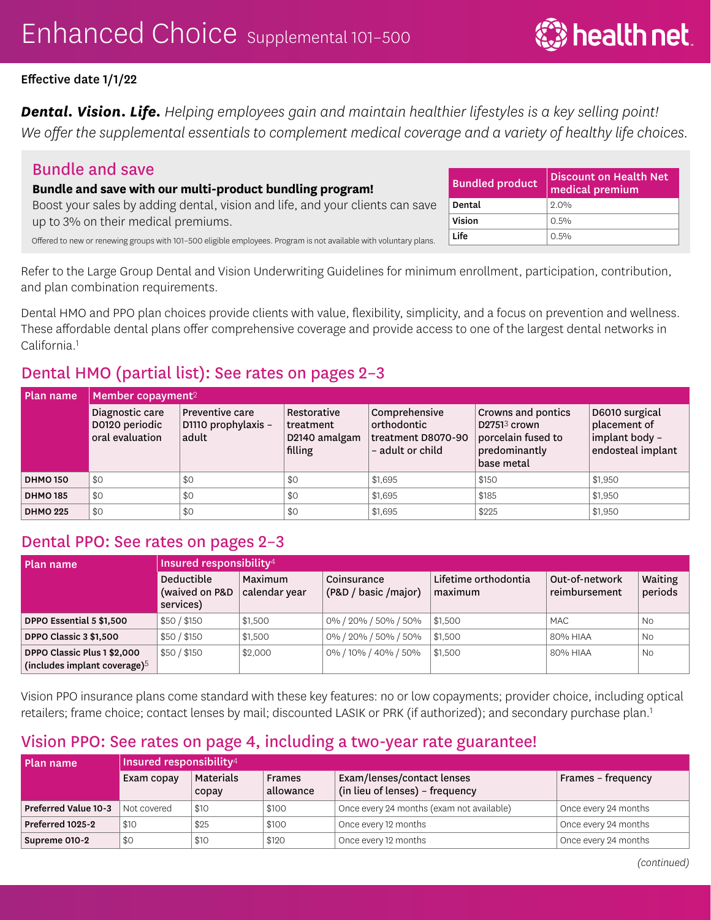# Enhanced Choice Supplemental 101–500

health net

**Effective date 1/1/22**

***Dental. Vision. Life.*** *Helping employees gain and maintain healthier lifestyles is a key selling point! We offer the supplemental essentials to complement medical coverage and a variety of healthy life choices.*

## Bundle and save

**Bundle and save with our multi-product bundling program!**

Boost your sales by adding dental, vision and life, and your clients can save up to 3% on their medical premiums.

Offered to new or renewing groups with 101–500 eligible employees. Program is not available with voluntary plans.

| Bundled product | Discount on Health Net medical premium |
|---|---|
| **Dental** | 2.0% |
| **Vision** | 0.5% |
| **Life** | 0.5% |

Refer to the Large Group Dental and Vision Underwriting Guidelines for minimum enrollment, participation, contribution, and plan combination requirements.

Dental HMO and PPO plan choices provide clients with value, flexibility, simplicity, and a focus on prevention and wellness. These affordable dental plans offer comprehensive coverage and provide access to one of the largest dental networks in California.[1]

## Dental HMO (partial list): See rates on pages 2–3

| Plan name | Member copayment[2] | | | | | |
|---|---|---|---|---|---|---|
| | Diagnostic care D0120 periodic oral evaluation | Preventive care D1110 prophylaxis – adult | Restorative treatment D2140 amalgam filling | Comprehensive orthodontic treatment D8070-90 – adult or child | Crowns and pontics D2751[3] crown porcelain fused to predominantly base metal | D6010 surgical placement of implant body – endosteal implant |
| **DHMO 150** | $0 | $0 | $0 | $1,695 | $150 | $1,950 |
| **DHMO 185** | $0 | $0 | $0 | $1,695 | $185 | $1,950 |
| **DHMO 225** | $0 | $0 | $0 | $1,695 | $225 | $1,950 |

## Dental PPO: See rates on pages 2–3

| Plan name | Insured responsibility[4] | | | | | |
|---|---|---|---|---|---|---|
| | Deductible (waived on P&D services) | Maximum calendar year | Coinsurance (P&D / basic /major) | Lifetime orthodontia maximum | Out-of-network reimbursement | Waiting periods |
| **DPPO Essential 5 $1,500** | $50 / $150 | $1,500 | 0% / 20% / 50% / 50% | $1,500 | MAC | No |
| **DPPO Classic 3 $1,500** | $50 / $150 | $1,500 | 0% / 20% / 50% / 50% | $1,500 | 80% HIAA | No |
| **DPPO Classic Plus 1 $2,000 (includes implant coverage)[5]** | $50 / $150 | $2,000 | 0% / 10% / 40% / 50% | $1,500 | 80% HIAA | No |

Vision PPO insurance plans come standard with these key features: no or low copayments; provider choice, including optical retailers; frame choice; contact lenses by mail; discounted LASIK or PRK (if authorized); and secondary purchase plan.[1]

## Vision PPO: See rates on page 4, including a two-year rate guarantee!

| Plan name | Insured responsibility[4] | | | | |
|---|---|---|---|---|---|
| | Exam copay | Materials copay | Frames allowance | Exam/lenses/contact lenses (in lieu of lenses) – frequency | Frames – frequency |
| **Preferred Value 10-3** | Not covered | $10 | $100 | Once every 24 months (exam not available) | Once every 24 months |
| **Preferred 1025-2** | $10 | $25 | $100 | Once every 12 months | Once every 24 months |
| **Supreme 010-2** | $0 | $10 | $120 | Once every 12 months | Once every 24 months |

*(continued)*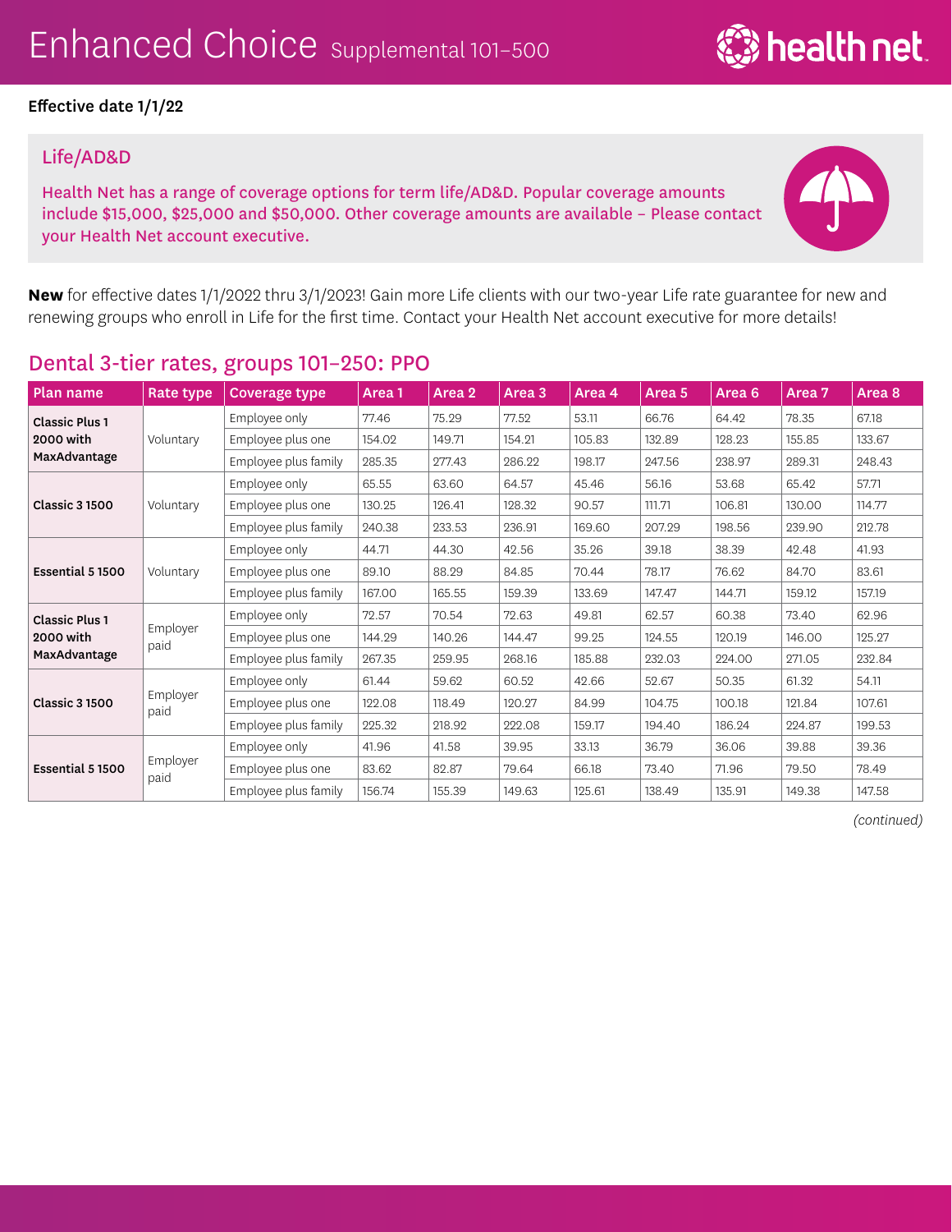# Enhanced Choice Supplemental 101–500

**Effective date 1/1/22**

## Life/AD&D

Health Net has a range of coverage options for term life/AD&D. Popular coverage amounts include $15,000, $25,000 and $50,000. Other coverage amounts are available – Please contact your Health Net account executive.

**New** for effective dates 1/1/2022 thru 3/1/2023! Gain more Life clients with our two-year Life rate guarantee for new and renewing groups who enroll in Life for the first time. Contact your Health Net account executive for more details!

## Dental 3-tier rates, groups 101–250: PPO

| Plan name | Rate type | Coverage type | Area 1 | Area 2 | Area 3 | Area 4 | Area 5 | Area 6 | Area 7 | Area 8 |
|---|---|---|---|---|---|---|---|---|---|---|
| **Classic Plus 1 2000 with MaxAdvantage** | Voluntary | Employee only | 77.46 | 75.29 | 77.52 | 53.11 | 66.76 | 64.42 | 78.35 | 67.18 |
| | | Employee plus one | 154.02 | 149.71 | 154.21 | 105.83 | 132.89 | 128.23 | 155.85 | 133.67 |
| | | Employee plus family | 285.35 | 277.43 | 286.22 | 198.17 | 247.56 | 238.97 | 289.31 | 248.43 |
| **Classic 3 1500** | Voluntary | Employee only | 65.55 | 63.60 | 64.57 | 45.46 | 56.16 | 53.68 | 65.42 | 57.71 |
| | | Employee plus one | 130.25 | 126.41 | 128.32 | 90.57 | 111.71 | 106.81 | 130.00 | 114.77 |
| | | Employee plus family | 240.38 | 233.53 | 236.91 | 169.60 | 207.29 | 198.56 | 239.90 | 212.78 |
| **Essential 5 1500** | Voluntary | Employee only | 44.71 | 44.30 | 42.56 | 35.26 | 39.18 | 38.39 | 42.48 | 41.93 |
| | | Employee plus one | 89.10 | 88.29 | 84.85 | 70.44 | 78.17 | 76.62 | 84.70 | 83.61 |
| | | Employee plus family | 167.00 | 165.55 | 159.39 | 133.69 | 147.47 | 144.71 | 159.12 | 157.19 |
| **Classic Plus 1 2000 with MaxAdvantage** | Employer paid | Employee only | 72.57 | 70.54 | 72.63 | 49.81 | 62.57 | 60.38 | 73.40 | 62.96 |
| | | Employee plus one | 144.29 | 140.26 | 144.47 | 99.25 | 124.55 | 120.19 | 146.00 | 125.27 |
| | | Employee plus family | 267.35 | 259.95 | 268.16 | 185.88 | 232.03 | 224.00 | 271.05 | 232.84 |
| **Classic 3 1500** | Employer paid | Employee only | 61.44 | 59.62 | 60.52 | 42.66 | 52.67 | 50.35 | 61.32 | 54.11 |
| | | Employee plus one | 122.08 | 118.49 | 120.27 | 84.99 | 104.75 | 100.18 | 121.84 | 107.61 |
| | | Employee plus family | 225.32 | 218.92 | 222.08 | 159.17 | 194.40 | 186.24 | 224.87 | 199.53 |
| **Essential 5 1500** | Employer paid | Employee only | 41.96 | 41.58 | 39.95 | 33.13 | 36.79 | 36.06 | 39.88 | 39.36 |
| | | Employee plus one | 83.62 | 82.87 | 79.64 | 66.18 | 73.40 | 71.96 | 79.50 | 78.49 |
| | | Employee plus family | 156.74 | 155.39 | 149.63 | 125.61 | 138.49 | 135.91 | 149.38 | 147.58 |

*(continued)*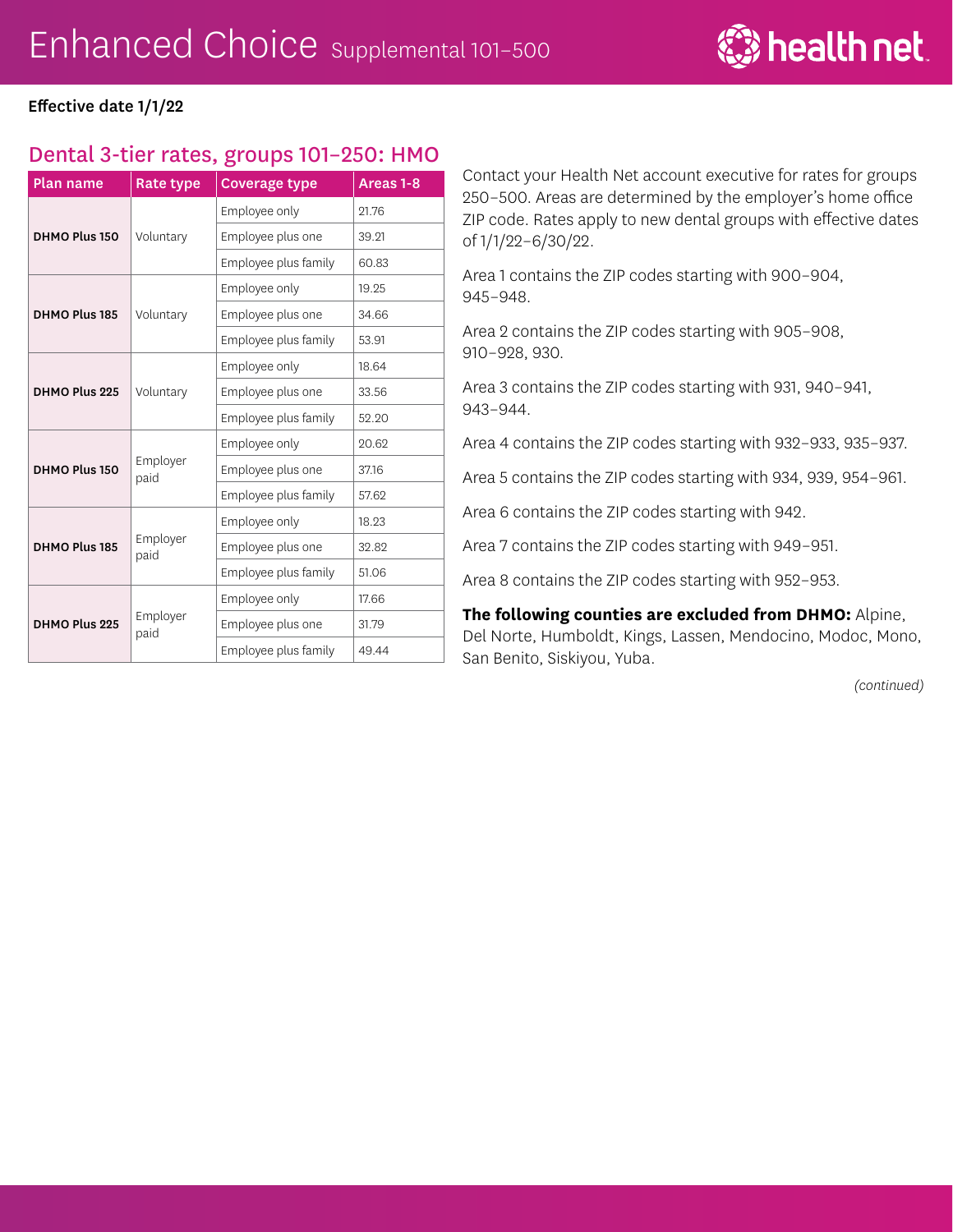# Enhanced Choice Supplemental 101–500

**Effective date 1/1/22**

## Dental 3-tier rates, groups 101–250: HMO

| Plan name | Rate type | Coverage type | Areas 1-8 |
|---|---|---|---|
| **DHMO Plus 150** | Voluntary | Employee only | 21.76 |
| | | Employee plus one | 39.21 |
| | | Employee plus family | 60.83 |
| **DHMO Plus 185** | Voluntary | Employee only | 19.25 |
| | | Employee plus one | 34.66 |
| | | Employee plus family | 53.91 |
| **DHMO Plus 225** | Voluntary | Employee only | 18.64 |
| | | Employee plus one | 33.56 |
| | | Employee plus family | 52.20 |
| **DHMO Plus 150** | Employer paid | Employee only | 20.62 |
| | | Employee plus one | 37.16 |
| | | Employee plus family | 57.62 |
| **DHMO Plus 185** | Employer paid | Employee only | 18.23 |
| | | Employee plus one | 32.82 |
| | | Employee plus family | 51.06 |
| **DHMO Plus 225** | Employer paid | Employee only | 17.66 |
| | | Employee plus one | 31.79 |
| | | Employee plus family | 49.44 |

Contact your Health Net account executive for rates for groups 250–500. Areas are determined by the employer's home office ZIP code. Rates apply to new dental groups with effective dates of 1/1/22–6/30/22.

Area 1 contains the ZIP codes starting with 900–904, 945–948.

Area 2 contains the ZIP codes starting with 905–908, 910–928, 930.

Area 3 contains the ZIP codes starting with 931, 940–941, 943–944.

Area 4 contains the ZIP codes starting with 932–933, 935–937.

Area 5 contains the ZIP codes starting with 934, 939, 954–961.

Area 6 contains the ZIP codes starting with 942.

Area 7 contains the ZIP codes starting with 949–951.

Area 8 contains the ZIP codes starting with 952–953.

**The following counties are excluded from DHMO:** Alpine, Del Norte, Humboldt, Kings, Lassen, Mendocino, Modoc, Mono, San Benito, Siskiyou, Yuba.

*(continued)*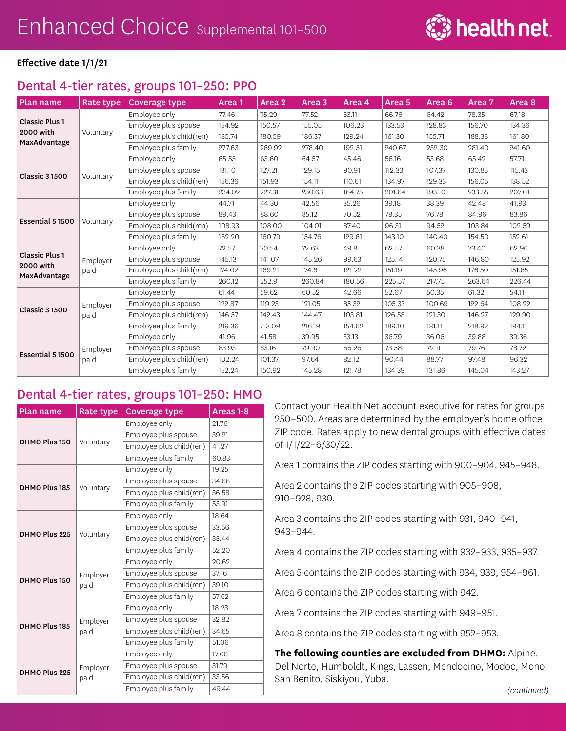# Enhanced Choice Supplemental 101–500

**Effective date 1/1/21**

## Dental 4-tier rates, groups 101–250: PPO

| Plan name | Rate type | Coverage type | Area 1 | Area 2 | Area 3 | Area 4 | Area 5 | Area 6 | Area 7 | Area 8 |
|---|---|---|---|---|---|---|---|---|---|---|
| **Classic Plus 1 2000 with MaxAdvantage** | Voluntary | Employee only | 77.46 | 75.29 | 77.52 | 53.11 | 66.76 | 64.42 | 78.35 | 67.18 |
| | | Employee plus spouse | 154.92 | 150.57 | 155.05 | 106.23 | 133.53 | 128.83 | 156.70 | 134.36 |
| | | Employee plus child(ren) | 185.74 | 180.59 | 186.37 | 129.24 | 161.30 | 155.71 | 188.38 | 161.80 |
| | | Employee plus family | 277.63 | 269.92 | 278.40 | 192.51 | 240.67 | 232.30 | 281.40 | 241.60 |
| **Classic 3 1500** | Voluntary | Employee only | 65.55 | 63.60 | 64.57 | 45.46 | 56.16 | 53.68 | 65.42 | 57.71 |
| | | Employee plus spouse | 131.10 | 127.21 | 129.15 | 90.91 | 112.33 | 107.37 | 130.85 | 115.43 |
| | | Employee plus child(ren) | 156.36 | 151.93 | 154.11 | 110.61 | 134.97 | 129.33 | 156.05 | 138.52 |
| | | Employee plus family | 234.02 | 227.31 | 230.63 | 164.75 | 201.64 | 193.10 | 233.55 | 207.01 |
| **Essential 5 1500** | Voluntary | Employee only | 44.71 | 44.30 | 42.56 | 35.26 | 39.18 | 38.39 | 42.48 | 41.93 |
| | | Employee plus spouse | 89.43 | 88.60 | 85.12 | 70.52 | 78.35 | 76.78 | 84.96 | 83.86 |
| | | Employee plus child(ren) | 108.93 | 108.00 | 104.01 | 87.40 | 96.31 | 94.52 | 103.84 | 102.59 |
| | | Employee plus family | 162.20 | 160.79 | 154.76 | 129.61 | 143.10 | 140.40 | 154.50 | 152.61 |
| **Classic Plus 1 2000 with MaxAdvantage** | Employer paid | Employee only | 72.57 | 70.54 | 72.63 | 49.81 | 62.57 | 60.38 | 73.40 | 62.96 |
| | | Employee plus spouse | 145.13 | 141.07 | 145.26 | 99.63 | 125.14 | 120.75 | 146.80 | 125.92 |
| | | Employee plus child(ren) | 174.02 | 169.21 | 174.61 | 121.22 | 151.19 | 145.96 | 176.50 | 151.65 |
| | | Employee plus family | 260.12 | 252.91 | 260.84 | 180.56 | 225.57 | 217.75 | 263.64 | 226.44 |
| **Classic 3 1500** | Employer paid | Employee only | 61.44 | 59.62 | 60.52 | 42.66 | 52.67 | 50.35 | 61.32 | 54.11 |
| | | Employee plus spouse | 122.87 | 119.23 | 121.05 | 85.32 | 105.33 | 100.69 | 122.64 | 108.22 |
| | | Employee plus child(ren) | 146.57 | 142.43 | 144.47 | 103.81 | 126.58 | 121.30 | 146.27 | 129.90 |
| | | Employee plus family | 219.36 | 213.09 | 216.19 | 154.62 | 189.10 | 181.11 | 218.92 | 194.11 |
| **Essential 5 1500** | Employer paid | Employee only | 41.96 | 41.58 | 39.95 | 33.13 | 36.79 | 36.06 | 39.88 | 39.36 |
| | | Employee plus spouse | 83.93 | 83.16 | 79.90 | 66.26 | 73.58 | 72.11 | 79.76 | 78.72 |
| | | Employee plus child(ren) | 102.24 | 101.37 | 97.64 | 82.12 | 90.44 | 88.77 | 97.48 | 96.32 |
| | | Employee plus family | 152.24 | 150.92 | 145.28 | 121.78 | 134.39 | 131.86 | 145.04 | 143.27 |

## Dental 4-tier rates, groups 101–250: HMO

| Plan name | Rate type | Coverage type | Areas 1-8 |
|---|---|---|---|
| **DHMO Plus 150** | Voluntary | Employee only | 21.76 |
| | | Employee plus spouse | 39.21 |
| | | Employee plus child(ren) | 41.27 |
| | | Employee plus family | 60.83 |
| **DHMO Plus 185** | Voluntary | Employee only | 19.25 |
| | | Employee plus spouse | 34.66 |
| | | Employee plus child(ren) | 36.58 |
| | | Employee plus family | 53.91 |
| **DHMO Plus 225** | Voluntary | Employee only | 18.64 |
| | | Employee plus spouse | 33.56 |
| | | Employee plus child(ren) | 35.44 |
| | | Employee plus family | 52.20 |
| **DHMO Plus 150** | Employer paid | Employee only | 20.62 |
| | | Employee plus spouse | 37.16 |
| | | Employee plus child(ren) | 39.10 |
| | | Employee plus family | 57.62 |
| **DHMO Plus 185** | Employer paid | Employee only | 18.23 |
| | | Employee plus spouse | 32.82 |
| | | Employee plus child(ren) | 34.65 |
| | | Employee plus family | 51.06 |
| **DHMO Plus 225** | Employer paid | Employee only | 17.66 |
| | | Employee plus spouse | 31.79 |
| | | Employee plus child(ren) | 33.56 |
| | | Employee plus family | 49.44 |

Contact your Health Net account executive for rates for groups 250–500. Areas are determined by the employer's home office ZIP code. Rates apply to new dental groups with effective dates of 1/1/22–6/30/22.

Area 1 contains the ZIP codes starting with 900–904, 945–948.

Area 2 contains the ZIP codes starting with 905–908, 910–928, 930.

Area 3 contains the ZIP codes starting with 931, 940–941, 943–944.

Area 4 contains the ZIP codes starting with 932–933, 935–937.

Area 5 contains the ZIP codes starting with 934, 939, 954–961.

Area 6 contains the ZIP codes starting with 942.

Area 7 contains the ZIP codes starting with 949–951.

Area 8 contains the ZIP codes starting with 952–953.

**The following counties are excluded from DHMO:** Alpine, Del Norte, Humboldt, Kings, Lassen, Mendocino, Modoc, Mono, San Benito, Siskiyou, Yuba.

*(continued)*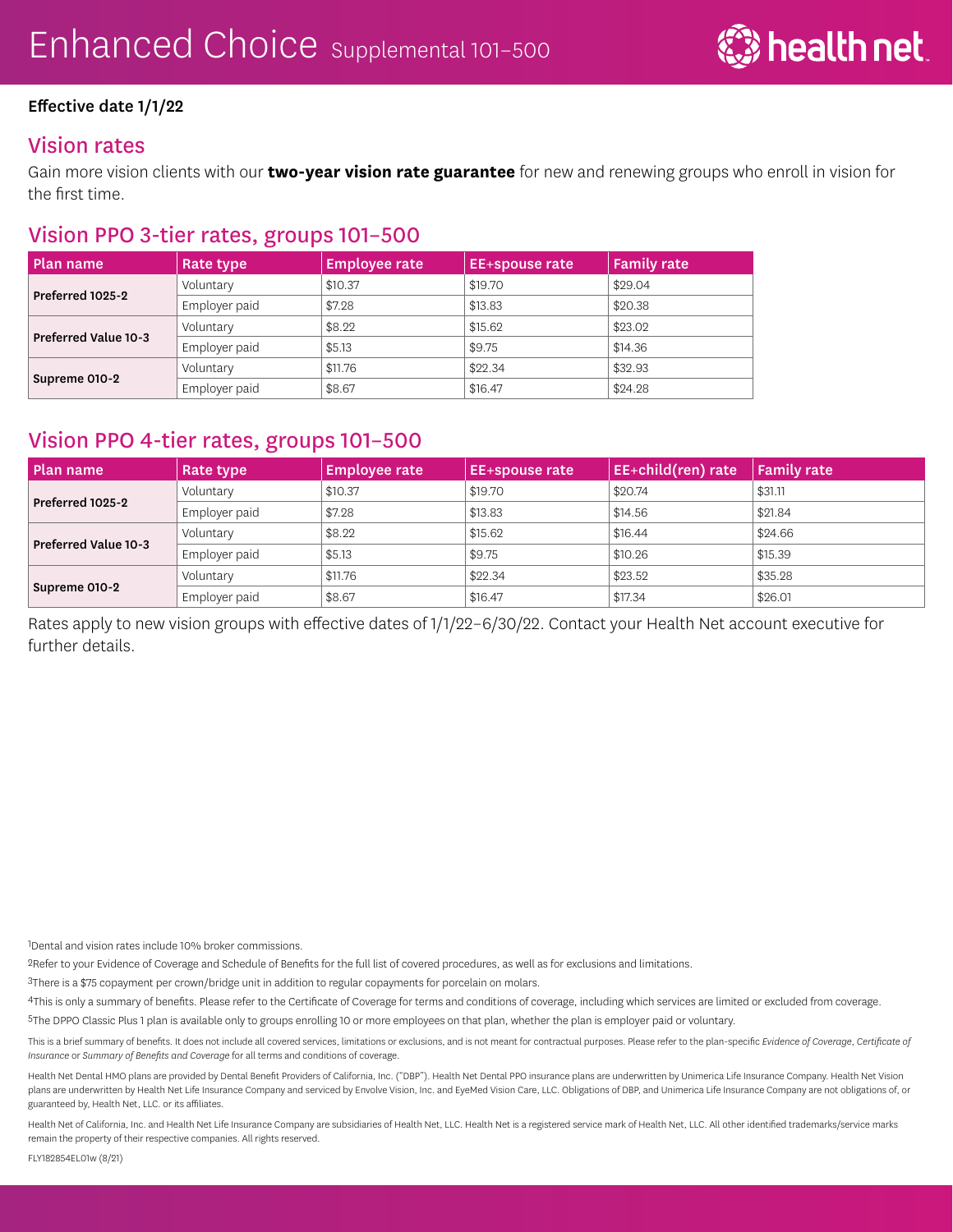# Enhanced Choice Supplemental 101–500

**Effective date 1/1/22**

## Vision rates

Gain more vision clients with our **two-year vision rate guarantee** for new and renewing groups who enroll in vision for the first time.

## Vision PPO 3-tier rates, groups 101–500

| Plan name | Rate type | Employee rate | EE+spouse rate | Family rate |
|---|---|---|---|---|
| Preferred 1025-2 | Voluntary | $10.37 | $19.70 | $29.04 |
| | Employer paid | $7.28 | $13.83 | $20.38 |
| Preferred Value 10-3 | Voluntary | $8.22 | $15.62 | $23.02 |
| | Employer paid | $5.13 | $9.75 | $14.36 |
| Supreme 010-2 | Voluntary | $11.76 | $22.34 | $32.93 |
| | Employer paid | $8.67 | $16.47 | $24.28 |

## Vision PPO 4-tier rates, groups 101–500

| Plan name | Rate type | Employee rate | EE+spouse rate | EE+child(ren) rate | Family rate |
|---|---|---|---|---|---|
| Preferred 1025-2 | Voluntary | $10.37 | $19.70 | $20.74 | $31.11 |
| | Employer paid | $7.28 | $13.83 | $14.56 | $21.84 |
| Preferred Value 10-3 | Voluntary | $8.22 | $15.62 | $16.44 | $24.66 |
| | Employer paid | $5.13 | $9.75 | $10.26 | $15.39 |
| Supreme 010-2 | Voluntary | $11.76 | $22.34 | $23.52 | $35.28 |
| | Employer paid | $8.67 | $16.47 | $17.34 | $26.01 |

Rates apply to new vision groups with effective dates of 1/1/22–6/30/22. Contact your Health Net account executive for further details.

[1]Dental and vision rates include 10% broker commissions.

[2]Refer to your Evidence of Coverage and Schedule of Benefits for the full list of covered procedures, as well as for exclusions and limitations.

[3]There is a $75 copayment per crown/bridge unit in addition to regular copayments for porcelain on molars.

[4]This is only a summary of benefits. Please refer to the Certificate of Coverage for terms and conditions of coverage, including which services are limited or excluded from coverage.

[5]The DPPO Classic Plus 1 plan is available only to groups enrolling 10 or more employees on that plan, whether the plan is employer paid or voluntary.

This is a brief summary of benefits. It does not include all covered services, limitations or exclusions, and is not meant for contractual purposes. Please refer to the plan-specific *Evidence of Coverage*, *Certificate of Insurance* or *Summary of Benefits and Coverage* for all terms and conditions of coverage.

Health Net Dental HMO plans are provided by Dental Benefit Providers of California, Inc. ("DBP"). Health Net Dental PPO insurance plans are underwritten by Unimerica Life Insurance Company. Health Net Vision plans are underwritten by Health Net Life Insurance Company and serviced by Envolve Vision, Inc. and EyeMed Vision Care, LLC. Obligations of DBP, and Unimerica Life Insurance Company are not obligations of, or guaranteed by, Health Net, LLC. or its affiliates.

Health Net of California, Inc. and Health Net Life Insurance Company are subsidiaries of Health Net, LLC. Health Net is a registered service mark of Health Net, LLC. All other identified trademarks/service marks remain the property of their respective companies. All rights reserved.

FLY182854EL01w (8/21)